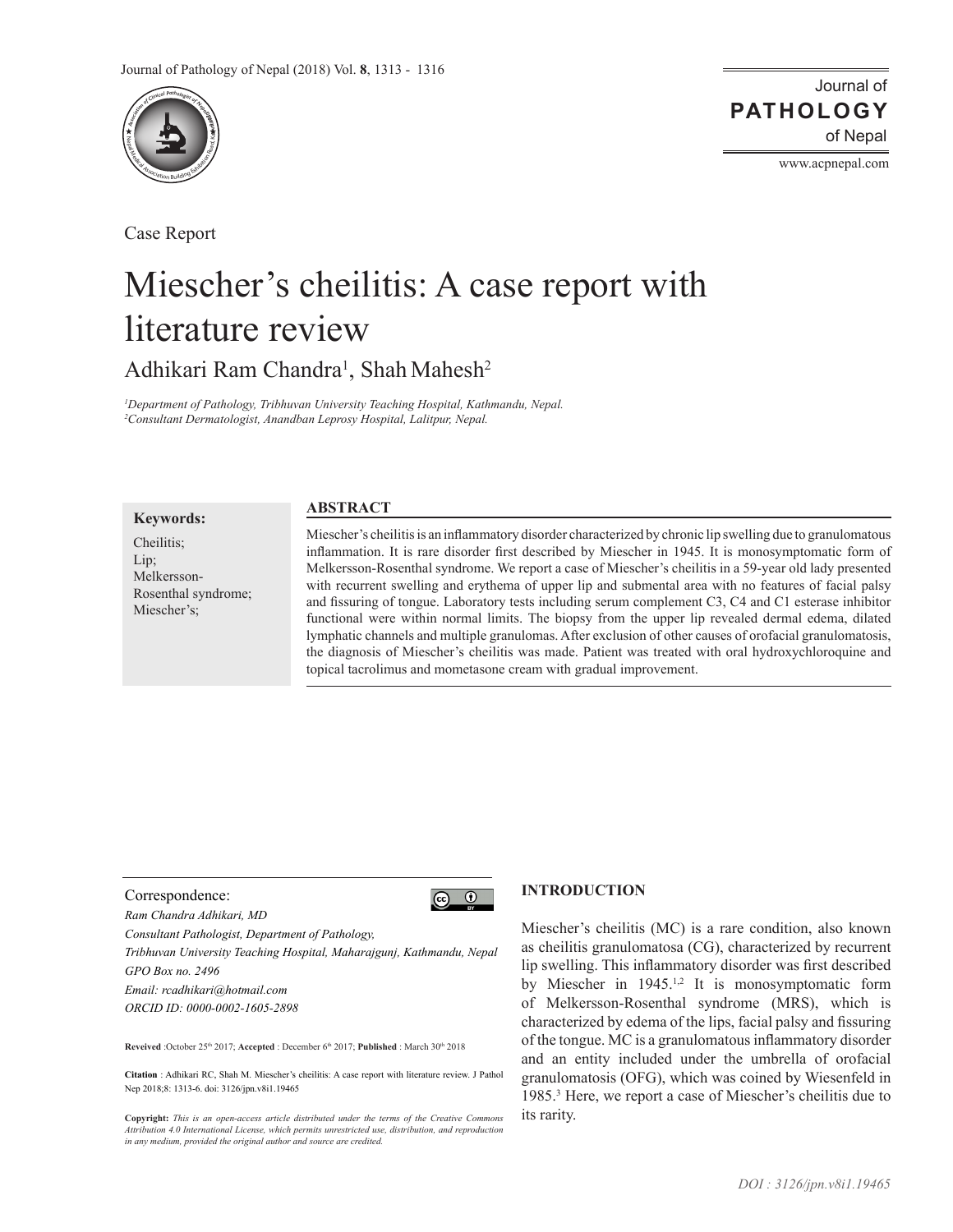Case Report

# Miescher's cheilitis: A case report with literature review

Adhikari Ram Chandra[1], Shah Mahesh[2]

*[1]Department of Pathology, Tribhuvan University Teaching Hospital, Kathmandu, Nepal.*
*[2]Consultant Dermatologist, Anandban Leprosy Hospital, Lalitpur, Nepal.*

**Keywords:**

Cheilitis;
Lip;
Melkersson-Rosenthal syndrome;
Miescher's;

## ABSTRACT

Miescher's cheilitis is an inflammatory disorder characterized by chronic lip swelling due to granulomatous inflammation. It is rare disorder first described by Miescher in 1945. It is monosymptomatic form of Melkersson-Rosenthal syndrome. We report a case of Miescher's cheilitis in a 59-year old lady presented with recurrent swelling and erythema of upper lip and submental area with no features of facial palsy and fissuring of tongue. Laboratory tests including serum complement C3, C4 and C1 esterase inhibitor functional were within normal limits. The biopsy from the upper lip revealed dermal edema, dilated lymphatic channels and multiple granulomas. After exclusion of other causes of orofacial granulomatosis, the diagnosis of Miescher's cheilitis was made. Patient was treated with oral hydroxychloroquine and topical tacrolimus and mometasone cream with gradual improvement.

Correspondence:
*Ram Chandra Adhikari, MD*
*Consultant Pathologist, Department of Pathology,*
*Tribhuvan University Teaching Hospital, Maharajgunj, Kathmandu, Nepal*
*GPO Box no. 2496*
*Email: rcadhikari@hotmail.com*
*ORCID ID: 0000-0002-1605-2898*

**Reveived** :October 25th 2017; **Accepted** : December 6th 2017; **Published** : March 30th 2018

**Citation** : Adhikari RC, Shah M. Miescher's cheilitis: A case report with literature review. J Pathol Nep 2018;8: 1313-6. doi: 3126/jpn.v8i1.19465

**Copyright:** *This is an open-access article distributed under the terms of the Creative Commons Attribution 4.0 International License, which permits unrestricted use, distribution, and reproduction in any medium, provided the original author and source are credited.*

## INTRODUCTION

Miescher's cheilitis (MC) is a rare condition, also known as cheilitis granulomatosa (CG), characterized by recurrent lip swelling. This inflammatory disorder was first described by Miescher in 1945.[1,2] It is monosymptomatic form of Melkersson-Rosenthal syndrome (MRS), which is characterized by edema of the lips, facial palsy and fissuring of the tongue. MC is a granulomatous inflammatory disorder and an entity included under the umbrella of orofacial granulomatosis (OFG), which was coined by Wiesenfeld in 1985.[3] Here, we report a case of Miescher's cheilitis due to its rarity.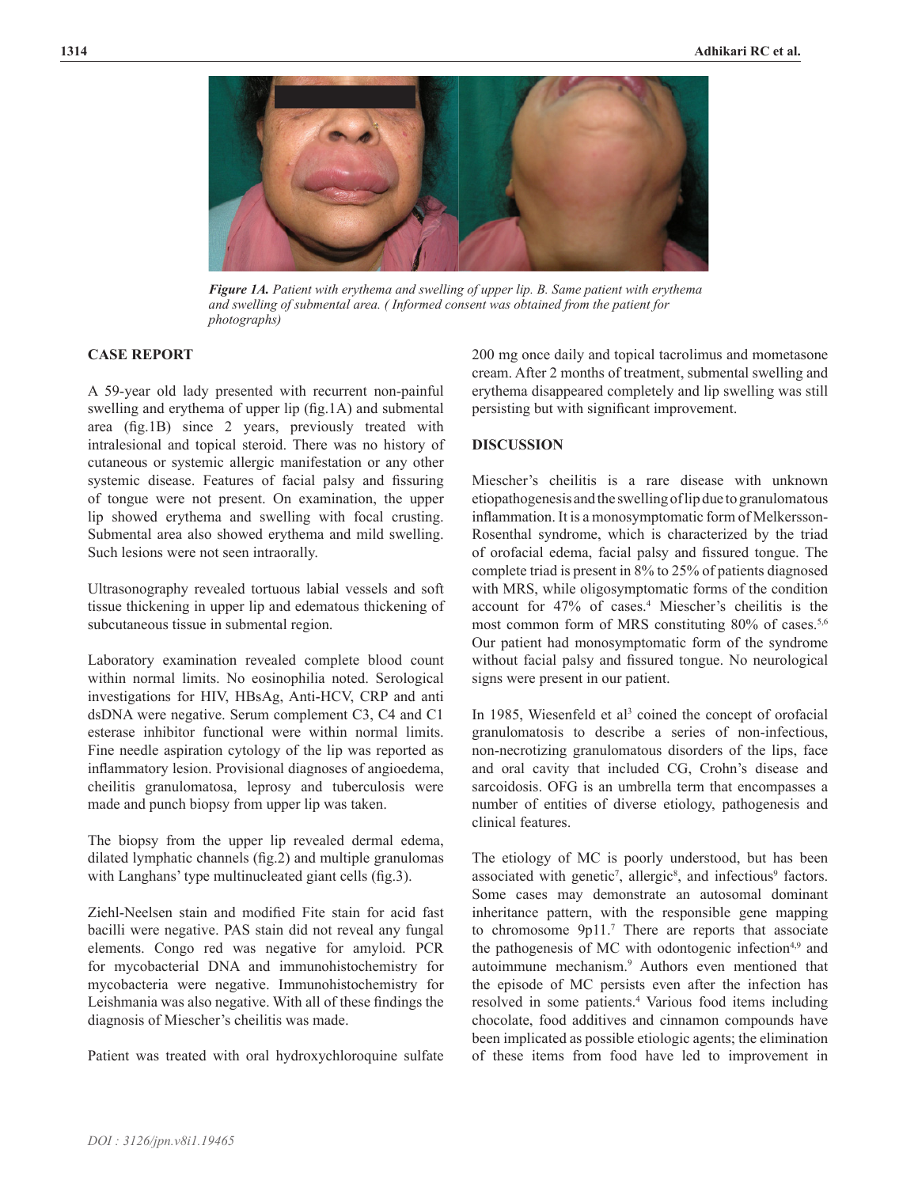*Figure 1A. Patient with erythema and swelling of upper lip. B. Same patient with erythema and swelling of submental area. ( Informed consent was obtained from the patient for photographs)*

## CASE REPORT

A 59-year old lady presented with recurrent non-painful swelling and erythema of upper lip (fig.1A) and submental area (fig.1B) since 2 years, previously treated with intralesional and topical steroid. There was no history of cutaneous or systemic allergic manifestation or any other systemic disease. Features of facial palsy and fissuring of tongue were not present. On examination, the upper lip showed erythema and swelling with focal crusting. Submental area also showed erythema and mild swelling. Such lesions were not seen intraorally.

Ultrasonography revealed tortuous labial vessels and soft tissue thickening in upper lip and edematous thickening of subcutaneous tissue in submental region.

Laboratory examination revealed complete blood count within normal limits. No eosinophilia noted. Serological investigations for HIV, HBsAg, Anti-HCV, CRP and anti dsDNA were negative. Serum complement C3, C4 and C1 esterase inhibitor functional were within normal limits. Fine needle aspiration cytology of the lip was reported as inflammatory lesion. Provisional diagnoses of angioedema, cheilitis granulomatosa, leprosy and tuberculosis were made and punch biopsy from upper lip was taken.

The biopsy from the upper lip revealed dermal edema, dilated lymphatic channels (fig.2) and multiple granulomas with Langhans' type multinucleated giant cells (fig.3).

Ziehl-Neelsen stain and modified Fite stain for acid fast bacilli were negative. PAS stain did not reveal any fungal elements. Congo red was negative for amyloid. PCR for mycobacterial DNA and immunohistochemistry for mycobacteria were negative. Immunohistochemistry for Leishmania was also negative. With all of these findings the diagnosis of Miescher's cheilitis was made.

Patient was treated with oral hydroxychloroquine sulfate 200 mg once daily and topical tacrolimus and mometasone cream. After 2 months of treatment, submental swelling and erythema disappeared completely and lip swelling was still persisting but with significant improvement.

## DISCUSSION

Miescher's cheilitis is a rare disease with unknown etiopathogenesis and the swelling of lip due to granulomatous inflammation. It is a monosymptomatic form of Melkersson-Rosenthal syndrome, which is characterized by the triad of orofacial edema, facial palsy and fissured tongue. The complete triad is present in 8% to 25% of patients diagnosed with MRS, while oligosymptomatic forms of the condition account for 47% of cases.[4] Miescher's cheilitis is the most common form of MRS constituting 80% of cases.[5,6] Our patient had monosymptomatic form of the syndrome without facial palsy and fissured tongue. No neurological signs were present in our patient.

In 1985, Wiesenfeld et al[3] coined the concept of orofacial granulomatosis to describe a series of non-infectious, non-necrotizing granulomatous disorders of the lips, face and oral cavity that included CG, Crohn's disease and sarcoidosis. OFG is an umbrella term that encompasses a number of entities of diverse etiology, pathogenesis and clinical features.

The etiology of MC is poorly understood, but has been associated with genetic[7], allergic[8], and infectious[9] factors. Some cases may demonstrate an autosomal dominant inheritance pattern, with the responsible gene mapping to chromosome 9p11.[7] There are reports that associate the pathogenesis of MC with odontogenic infection[4,9] and autoimmune mechanism.[9] Authors even mentioned that the episode of MC persists even after the infection has resolved in some patients.[4] Various food items including chocolate, food additives and cinnamon compounds have been implicated as possible etiologic agents; the elimination of these items from food have led to improvement in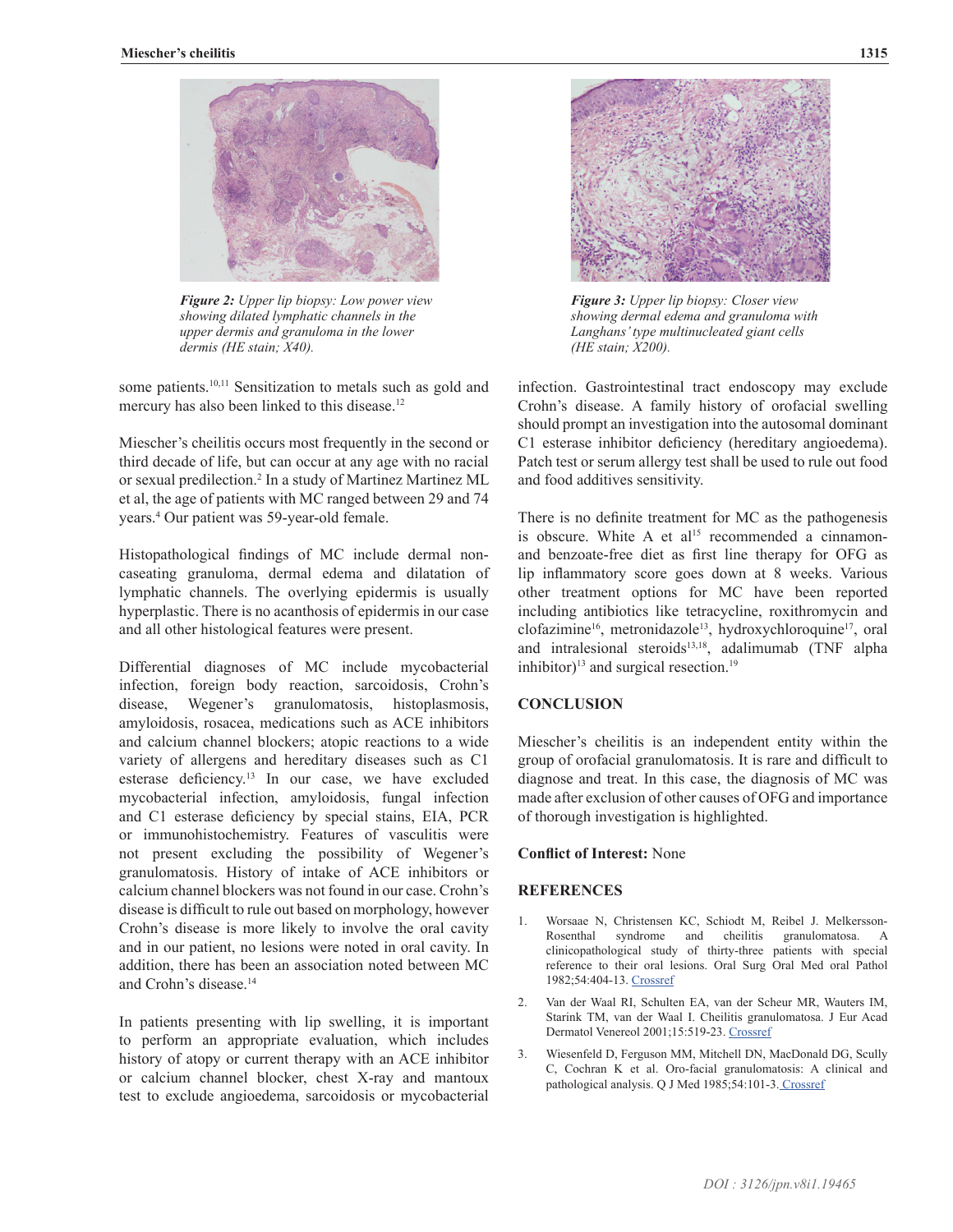*Figure 2: Upper lip biopsy: Low power view showing dilated lymphatic channels in the upper dermis and granuloma in the lower dermis (HE stain; X40).*

*Figure 3: Upper lip biopsy: Closer view showing dermal edema and granuloma with Langhans' type multinucleated giant cells (HE stain; X200).*

some patients.[10,11] Sensitization to metals such as gold and mercury has also been linked to this disease.[12]

Miescher's cheilitis occurs most frequently in the second or third decade of life, but can occur at any age with no racial or sexual predilection.[2] In a study of Martinez Martinez ML et al, the age of patients with MC ranged between 29 and 74 years.[4] Our patient was 59-year-old female.

Histopathological findings of MC include dermal non-caseating granuloma, dermal edema and dilatation of lymphatic channels. The overlying epidermis is usually hyperplastic. There is no acanthosis of epidermis in our case and all other histological features were present.

Differential diagnoses of MC include mycobacterial infection, foreign body reaction, sarcoidosis, Crohn's disease, Wegener's granulomatosis, histoplasmosis, amyloidosis, rosacea, medications such as ACE inhibitors and calcium channel blockers; atopic reactions to a wide variety of allergens and hereditary diseases such as C1 esterase deficiency.[13] In our case, we have excluded mycobacterial infection, amyloidosis, fungal infection and C1 esterase deficiency by special stains, EIA, PCR or immunohistochemistry. Features of vasculitis were not present excluding the possibility of Wegener's granulomatosis. History of intake of ACE inhibitors or calcium channel blockers was not found in our case. Crohn's disease is difficult to rule out based on morphology, however Crohn's disease is more likely to involve the oral cavity and in our patient, no lesions were noted in oral cavity. In addition, there has been an association noted between MC and Crohn's disease.[14]

In patients presenting with lip swelling, it is important to perform an appropriate evaluation, which includes history of atopy or current therapy with an ACE inhibitor or calcium channel blocker, chest X-ray and mantoux test to exclude angioedema, sarcoidosis or mycobacterial infection. Gastrointestinal tract endoscopy may exclude Crohn's disease. A family history of orofacial swelling should prompt an investigation into the autosomal dominant C1 esterase inhibitor deficiency (hereditary angioedema). Patch test or serum allergy test shall be used to rule out food and food additives sensitivity.

There is no definite treatment for MC as the pathogenesis is obscure. White A et al[15] recommended a cinnamon- and benzoate-free diet as first line therapy for OFG as lip inflammatory score goes down at 8 weeks. Various other treatment options for MC have been reported including antibiotics like tetracycline, roxithromycin and clofazimine[16], metronidazole[13], hydroxychloroquine[17], oral and intralesional steroids[13,18], adalimumab (TNF alpha inhibitor)[13] and surgical resection.[19]

## CONCLUSION

Miescher's cheilitis is an independent entity within the group of orofacial granulomatosis. It is rare and difficult to diagnose and treat. In this case, the diagnosis of MC was made after exclusion of other causes of OFG and importance of thorough investigation is highlighted.

**Conflict of Interest:** None

## REFERENCES

1. Worsaae N, Christensen KC, Schiodt M, Reibel J. Melkersson-Rosenthal syndrome and cheilitis granulomatosa. A clinicopathological study of thirty-three patients with special reference to their oral lesions. Oral Surg Oral Med oral Pathol 1982;54:404-13. Crossref
2. Van der Waal RI, Schulten EA, van der Scheur MR, Wauters IM, Starink TM, van der Waal I. Cheilitis granulomatosa. J Eur Acad Dermatol Venereol 2001;15:519-23. Crossref
3. Wiesenfeld D, Ferguson MM, Mitchell DN, MacDonald DG, Scully C, Cochran K et al. Oro-facial granulomatosis: A clinical and pathological analysis. Q J Med 1985;54:101-3. Crossref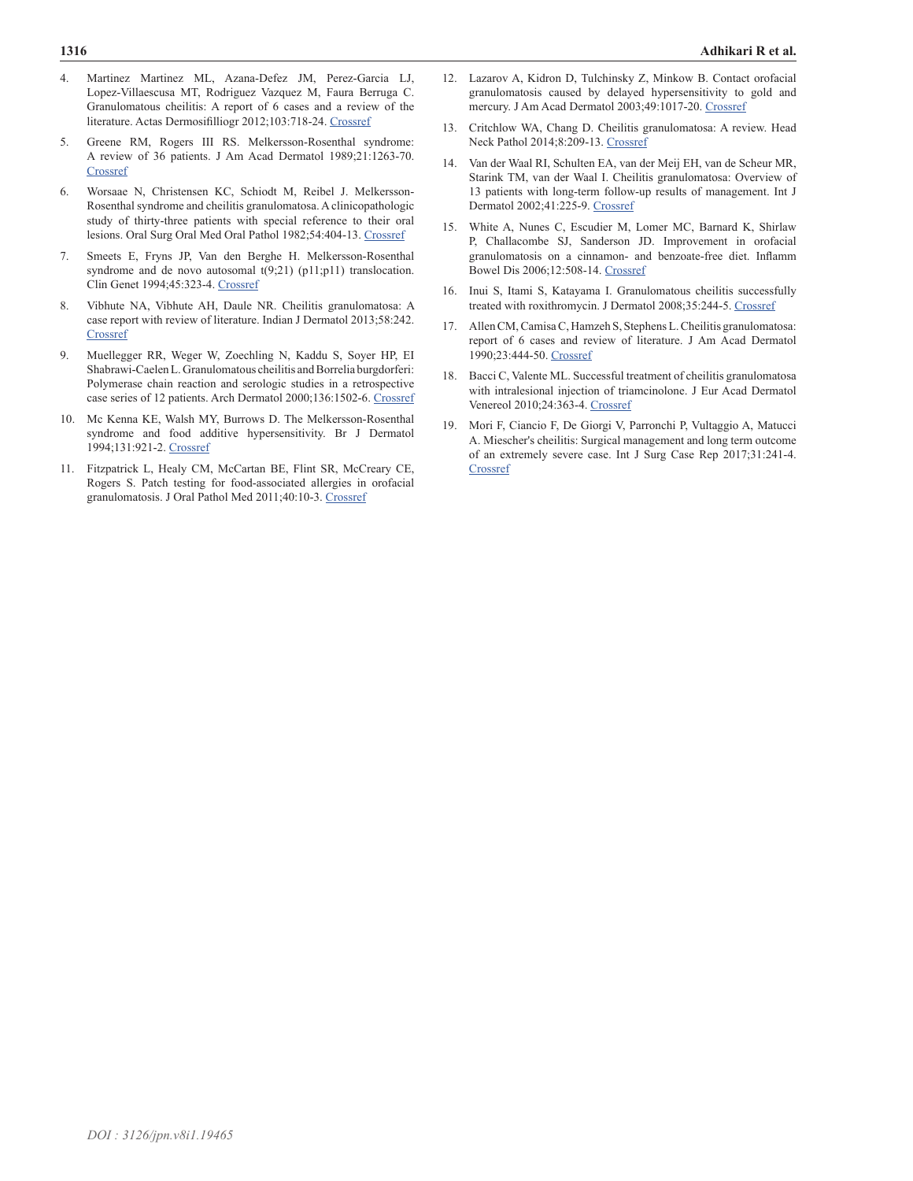4. Martinez Martinez ML, Azana-Defez JM, Perez-Garcia LJ, Lopez-Villaescusa MT, Rodriguez Vazquez M, Faura Berruga C. Granulomatous cheilitis: A report of 6 cases and a review of the literature. Actas Dermosifilliogr 2012;103:718-24. Crossref
5. Greene RM, Rogers III RS. Melkersson-Rosenthal syndrome: A review of 36 patients. J Am Acad Dermatol 1989;21:1263-70. Crossref
6. Worsaae N, Christensen KC, Schiodt M, Reibel J. Melkersson-Rosenthal syndrome and cheilitis granulomatosa. A clinicopathologic study of thirty-three patients with special reference to their oral lesions. Oral Surg Oral Med Oral Pathol 1982;54:404-13. Crossref
7. Smeets E, Fryns JP, Van den Berghe H. Melkersson-Rosenthal syndrome and de novo autosomal t(9;21) (p11;p11) translocation. Clin Genet 1994;45:323-4. Crossref
8. Vibhute NA, Vibhute AH, Daule NR. Cheilitis granulomatosa: A case report with review of literature. Indian J Dermatol 2013;58:242. Crossref
9. Muellegger RR, Weger W, Zoechling N, Kaddu S, Soyer HP, EI Shabrawi-Caelen L. Granulomatous cheilitis and Borrelia burgdorferi: Polymerase chain reaction and serologic studies in a retrospective case series of 12 patients. Arch Dermatol 2000;136:1502-6. Crossref
10. Mc Kenna KE, Walsh MY, Burrows D. The Melkersson-Rosenthal syndrome and food additive hypersensitivity. Br J Dermatol 1994;131:921-2. Crossref
11. Fitzpatrick L, Healy CM, McCartan BE, Flint SR, McCreary CE, Rogers S. Patch testing for food-associated allergies in orofacial granulomatosis. J Oral Pathol Med 2011;40:10-3. Crossref
12. Lazarov A, Kidron D, Tulchinsky Z, Minkow B. Contact orofacial granulomatosis caused by delayed hypersensitivity to gold and mercury. J Am Acad Dermatol 2003;49:1017-20. Crossref
13. Critchlow WA, Chang D. Cheilitis granulomatosa: A review. Head Neck Pathol 2014;8:209-13. Crossref
14. Van der Waal RI, Schulten EA, van der Meij EH, van de Scheur MR, Starink TM, van der Waal I. Cheilitis granulomatosa: Overview of 13 patients with long-term follow-up results of management. Int J Dermatol 2002;41:225-9. Crossref
15. White A, Nunes C, Escudier M, Lomer MC, Barnard K, Shirlaw P, Challacombe SJ, Sanderson JD. Improvement in orofacial granulomatosis on a cinnamon- and benzoate-free diet. Inflamm Bowel Dis 2006;12:508-14. Crossref
16. Inui S, Itami S, Katayama I. Granulomatous cheilitis successfully treated with roxithromycin. J Dermatol 2008;35:244-5. Crossref
17. Allen CM, Camisa C, Hamzeh S, Stephens L. Cheilitis granulomatosa: report of 6 cases and review of literature. J Am Acad Dermatol 1990;23:444-50. Crossref
18. Bacci C, Valente ML. Successful treatment of cheilitis granulomatosa with intralesional injection of triamcinolone. J Eur Acad Dermatol Venereol 2010;24:363-4. Crossref
19. Mori F, Ciancio F, De Giorgi V, Parronchi P, Vultaggio A, Matucci A. Miescher's cheilitis: Surgical management and long term outcome of an extremely severe case. Int J Surg Case Rep 2017;31:241-4. Crossref